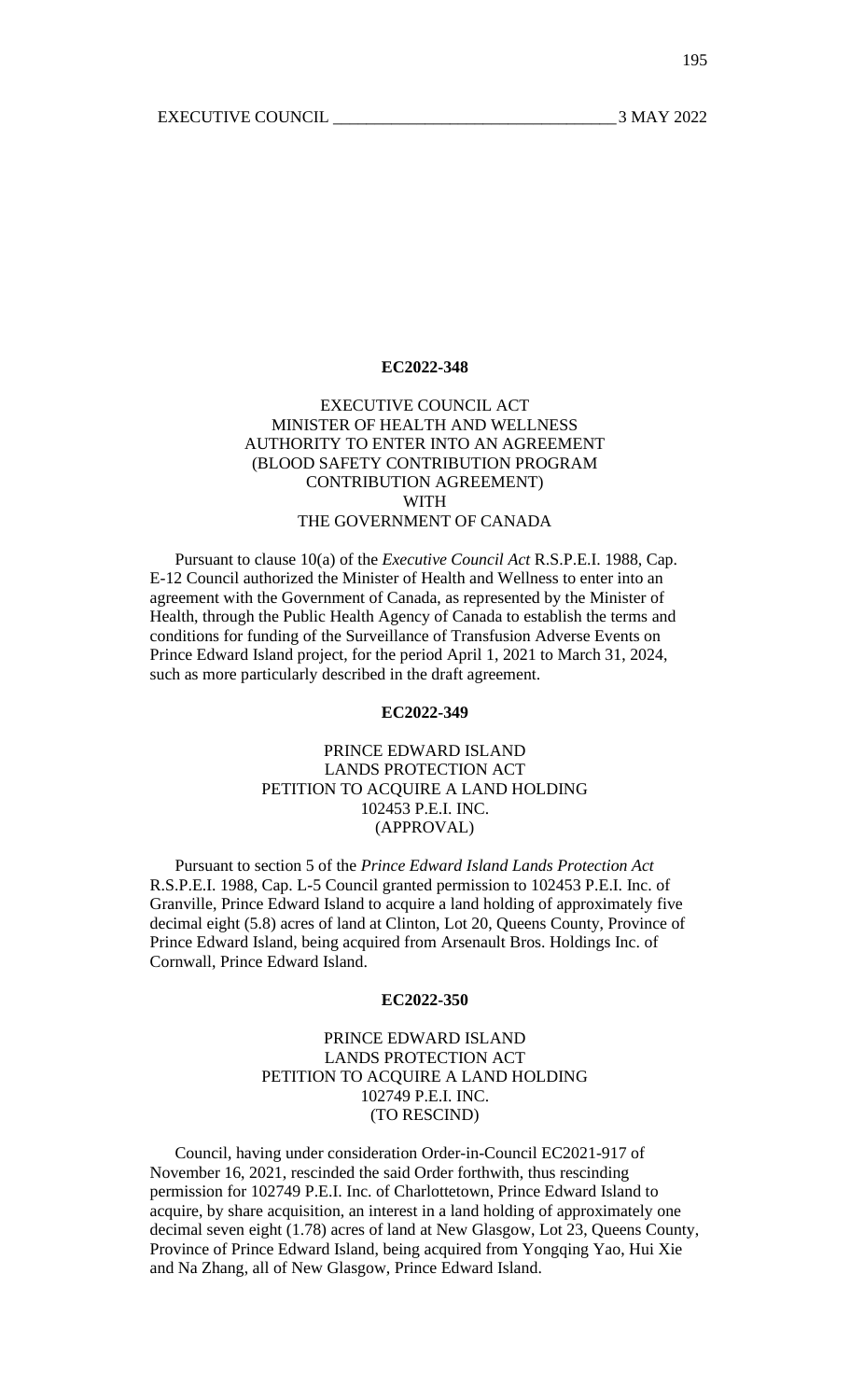**EC2022-348**

EXECUTIVE COUNCIL ACT
MINISTER OF HEALTH AND WELLNESS
AUTHORITY TO ENTER INTO AN AGREEMENT
(BLOOD SAFETY CONTRIBUTION PROGRAM
CONTRIBUTION AGREEMENT)
WITH
THE GOVERNMENT OF CANADA

Pursuant to clause 10(a) of the *Executive Council Act* R.S.P.E.I. 1988, Cap. E-12 Council authorized the Minister of Health and Wellness to enter into an agreement with the Government of Canada, as represented by the Minister of Health, through the Public Health Agency of Canada to establish the terms and conditions for funding of the Surveillance of Transfusion Adverse Events on Prince Edward Island project, for the period April 1, 2021 to March 31, 2024, such as more particularly described in the draft agreement.

**EC2022-349**

PRINCE EDWARD ISLAND
LANDS PROTECTION ACT
PETITION TO ACQUIRE A LAND HOLDING
102453 P.E.I. INC.
(APPROVAL)

Pursuant to section 5 of the *Prince Edward Island Lands Protection Act* R.S.P.E.I. 1988, Cap. L-5 Council granted permission to 102453 P.E.I. Inc. of Granville, Prince Edward Island to acquire a land holding of approximately five decimal eight (5.8) acres of land at Clinton, Lot 20, Queens County, Province of Prince Edward Island, being acquired from Arsenault Bros. Holdings Inc. of Cornwall, Prince Edward Island.

**EC2022-350**

PRINCE EDWARD ISLAND
LANDS PROTECTION ACT
PETITION TO ACQUIRE A LAND HOLDING
102749 P.E.I. INC.
(TO RESCIND)

Council, having under consideration Order-in-Council EC2021-917 of November 16, 2021, rescinded the said Order forthwith, thus rescinding permission for 102749 P.E.I. Inc. of Charlottetown, Prince Edward Island to acquire, by share acquisition, an interest in a land holding of approximately one decimal seven eight (1.78) acres of land at New Glasgow, Lot 23, Queens County, Province of Prince Edward Island, being acquired from Yongqing Yao, Hui Xie and Na Zhang, all of New Glasgow, Prince Edward Island.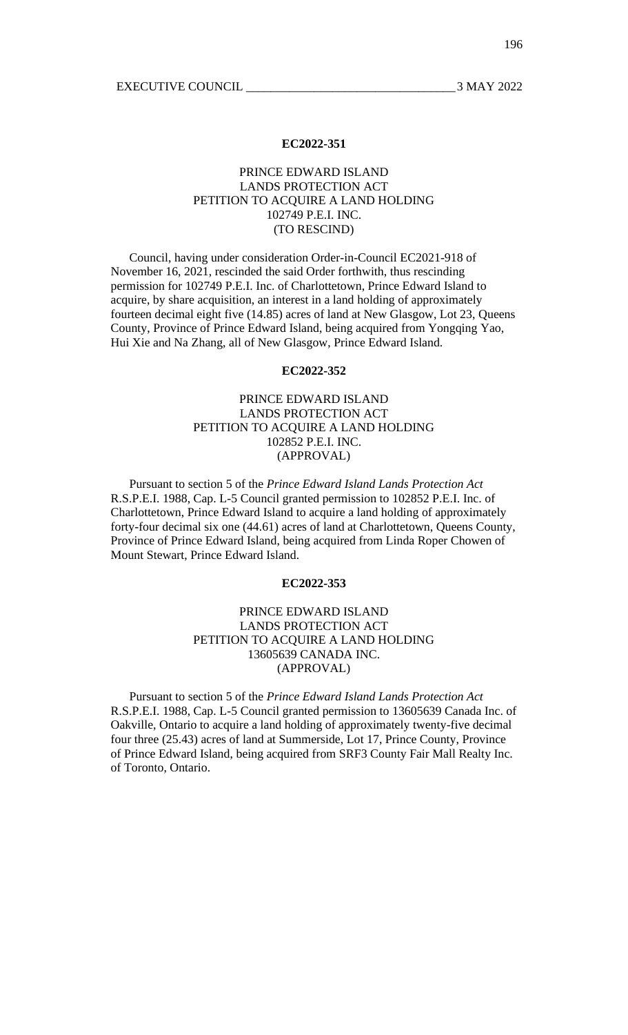## EC2022-351

### PRINCE EDWARD ISLAND
### LANDS PROTECTION ACT
### PETITION TO ACQUIRE A LAND HOLDING
### 102749 P.E.I. INC.
### (TO RESCIND)

Council, having under consideration Order-in-Council EC2021-918 of November 16, 2021, rescinded the said Order forthwith, thus rescinding permission for 102749 P.E.I. Inc. of Charlottetown, Prince Edward Island to acquire, by share acquisition, an interest in a land holding of approximately fourteen decimal eight five (14.85) acres of land at New Glasgow, Lot 23, Queens County, Province of Prince Edward Island, being acquired from Yongqing Yao, Hui Xie and Na Zhang, all of New Glasgow, Prince Edward Island.

## EC2022-352

### PRINCE EDWARD ISLAND
### LANDS PROTECTION ACT
### PETITION TO ACQUIRE A LAND HOLDING
### 102852 P.E.I. INC.
### (APPROVAL)

Pursuant to section 5 of the *Prince Edward Island Lands Protection Act* R.S.P.E.I. 1988, Cap. L-5 Council granted permission to 102852 P.E.I. Inc. of Charlottetown, Prince Edward Island to acquire a land holding of approximately forty-four decimal six one (44.61) acres of land at Charlottetown, Queens County, Province of Prince Edward Island, being acquired from Linda Roper Chowen of Mount Stewart, Prince Edward Island.

## EC2022-353

### PRINCE EDWARD ISLAND
### LANDS PROTECTION ACT
### PETITION TO ACQUIRE A LAND HOLDING
### 13605639 CANADA INC.
### (APPROVAL)

Pursuant to section 5 of the *Prince Edward Island Lands Protection Act* R.S.P.E.I. 1988, Cap. L-5 Council granted permission to 13605639 Canada Inc. of Oakville, Ontario to acquire a land holding of approximately twenty-five decimal four three (25.43) acres of land at Summerside, Lot 17, Prince County, Province of Prince Edward Island, being acquired from SRF3 County Fair Mall Realty Inc. of Toronto, Ontario.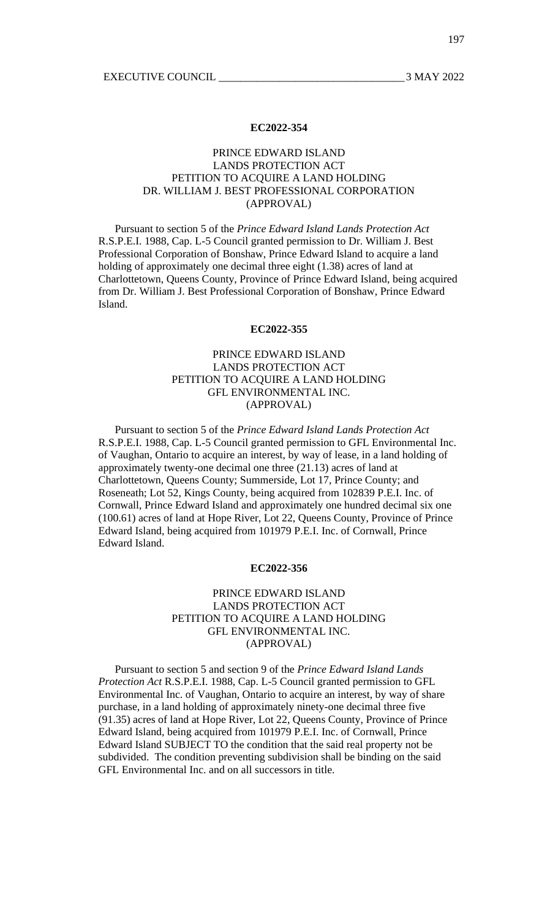**EC2022-354**

PRINCE EDWARD ISLAND
LANDS PROTECTION ACT
PETITION TO ACQUIRE A LAND HOLDING
DR. WILLIAM J. BEST PROFESSIONAL CORPORATION
(APPROVAL)

Pursuant to section 5 of the *Prince Edward Island Lands Protection Act* R.S.P.E.I. 1988, Cap. L-5 Council granted permission to Dr. William J. Best Professional Corporation of Bonshaw, Prince Edward Island to acquire a land holding of approximately one decimal three eight (1.38) acres of land at Charlottetown, Queens County, Province of Prince Edward Island, being acquired from Dr. William J. Best Professional Corporation of Bonshaw, Prince Edward Island.

**EC2022-355**

PRINCE EDWARD ISLAND
LANDS PROTECTION ACT
PETITION TO ACQUIRE A LAND HOLDING
GFL ENVIRONMENTAL INC.
(APPROVAL)

Pursuant to section 5 of the *Prince Edward Island Lands Protection Act* R.S.P.E.I. 1988, Cap. L-5 Council granted permission to GFL Environmental Inc. of Vaughan, Ontario to acquire an interest, by way of lease, in a land holding of approximately twenty-one decimal one three (21.13) acres of land at Charlottetown, Queens County; Summerside, Lot 17, Prince County; and Roseneath; Lot 52, Kings County, being acquired from 102839 P.E.I. Inc. of Cornwall, Prince Edward Island and approximately one hundred decimal six one (100.61) acres of land at Hope River, Lot 22, Queens County, Province of Prince Edward Island, being acquired from 101979 P.E.I. Inc. of Cornwall, Prince Edward Island.

**EC2022-356**

PRINCE EDWARD ISLAND
LANDS PROTECTION ACT
PETITION TO ACQUIRE A LAND HOLDING
GFL ENVIRONMENTAL INC.
(APPROVAL)

Pursuant to section 5 and section 9 of the *Prince Edward Island Lands Protection Act* R.S.P.E.I. 1988, Cap. L-5 Council granted permission to GFL Environmental Inc. of Vaughan, Ontario to acquire an interest, by way of share purchase, in a land holding of approximately ninety-one decimal three five (91.35) acres of land at Hope River, Lot 22, Queens County, Province of Prince Edward Island, being acquired from 101979 P.E.I. Inc. of Cornwall, Prince Edward Island SUBJECT TO the condition that the said real property not be subdivided. The condition preventing subdivision shall be binding on the said GFL Environmental Inc. and on all successors in title.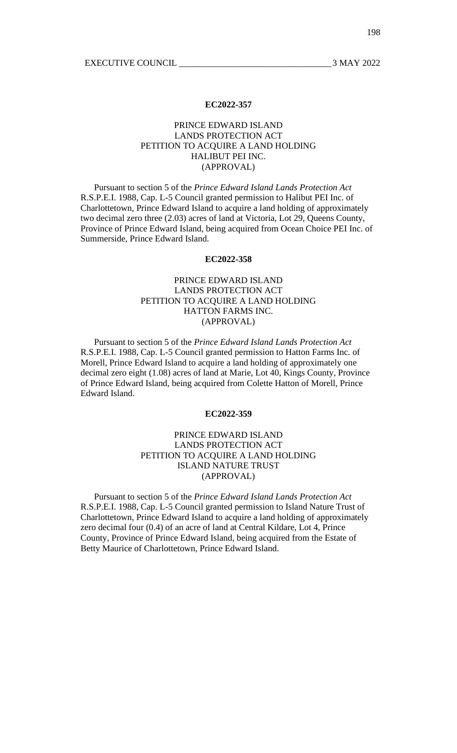**EC2022-357**

PRINCE EDWARD ISLAND
LANDS PROTECTION ACT
PETITION TO ACQUIRE A LAND HOLDING
HALIBUT PEI INC.
(APPROVAL)

Pursuant to section 5 of the *Prince Edward Island Lands Protection Act* R.S.P.E.I. 1988, Cap. L-5 Council granted permission to Halibut PEI Inc. of Charlottetown, Prince Edward Island to acquire a land holding of approximately two decimal zero three (2.03) acres of land at Victoria, Lot 29, Queens County, Province of Prince Edward Island, being acquired from Ocean Choice PEI Inc. of Summerside, Prince Edward Island.

**EC2022-358**

PRINCE EDWARD ISLAND
LANDS PROTECTION ACT
PETITION TO ACQUIRE A LAND HOLDING
HATTON FARMS INC.
(APPROVAL)

Pursuant to section 5 of the *Prince Edward Island Lands Protection Act* R.S.P.E.I. 1988, Cap. L-5 Council granted permission to Hatton Farms Inc. of Morell, Prince Edward Island to acquire a land holding of approximately one decimal zero eight (1.08) acres of land at Marie, Lot 40, Kings County, Province of Prince Edward Island, being acquired from Colette Hatton of Morell, Prince Edward Island.

**EC2022-359**

PRINCE EDWARD ISLAND
LANDS PROTECTION ACT
PETITION TO ACQUIRE A LAND HOLDING
ISLAND NATURE TRUST
(APPROVAL)

Pursuant to section 5 of the *Prince Edward Island Lands Protection Act* R.S.P.E.I. 1988, Cap. L-5 Council granted permission to Island Nature Trust of Charlottetown, Prince Edward Island to acquire a land holding of approximately zero decimal four (0.4) of an acre of land at Central Kildare, Lot 4, Prince County, Province of Prince Edward Island, being acquired from the Estate of Betty Maurice of Charlottetown, Prince Edward Island.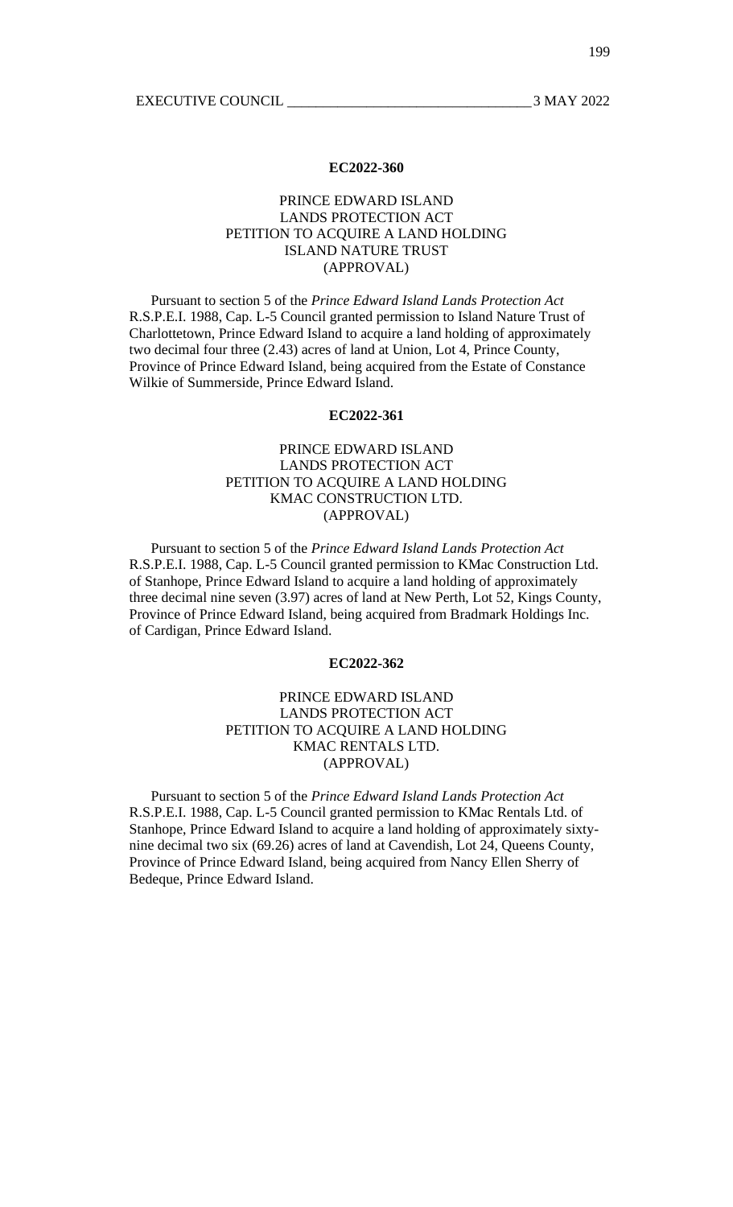**EC2022-360**

PRINCE EDWARD ISLAND
LANDS PROTECTION ACT
PETITION TO ACQUIRE A LAND HOLDING
ISLAND NATURE TRUST
(APPROVAL)

Pursuant to section 5 of the *Prince Edward Island Lands Protection Act* R.S.P.E.I. 1988, Cap. L-5 Council granted permission to Island Nature Trust of Charlottetown, Prince Edward Island to acquire a land holding of approximately two decimal four three (2.43) acres of land at Union, Lot 4, Prince County, Province of Prince Edward Island, being acquired from the Estate of Constance Wilkie of Summerside, Prince Edward Island.

**EC2022-361**

PRINCE EDWARD ISLAND
LANDS PROTECTION ACT
PETITION TO ACQUIRE A LAND HOLDING
KMAC CONSTRUCTION LTD.
(APPROVAL)

Pursuant to section 5 of the *Prince Edward Island Lands Protection Act* R.S.P.E.I. 1988, Cap. L-5 Council granted permission to KMac Construction Ltd. of Stanhope, Prince Edward Island to acquire a land holding of approximately three decimal nine seven (3.97) acres of land at New Perth, Lot 52, Kings County, Province of Prince Edward Island, being acquired from Bradmark Holdings Inc. of Cardigan, Prince Edward Island.

**EC2022-362**

PRINCE EDWARD ISLAND
LANDS PROTECTION ACT
PETITION TO ACQUIRE A LAND HOLDING
KMAC RENTALS LTD.
(APPROVAL)

Pursuant to section 5 of the *Prince Edward Island Lands Protection Act* R.S.P.E.I. 1988, Cap. L-5 Council granted permission to KMac Rentals Ltd. of Stanhope, Prince Edward Island to acquire a land holding of approximately sixty-nine decimal two six (69.26) acres of land at Cavendish, Lot 24, Queens County, Province of Prince Edward Island, being acquired from Nancy Ellen Sherry of Bedeque, Prince Edward Island.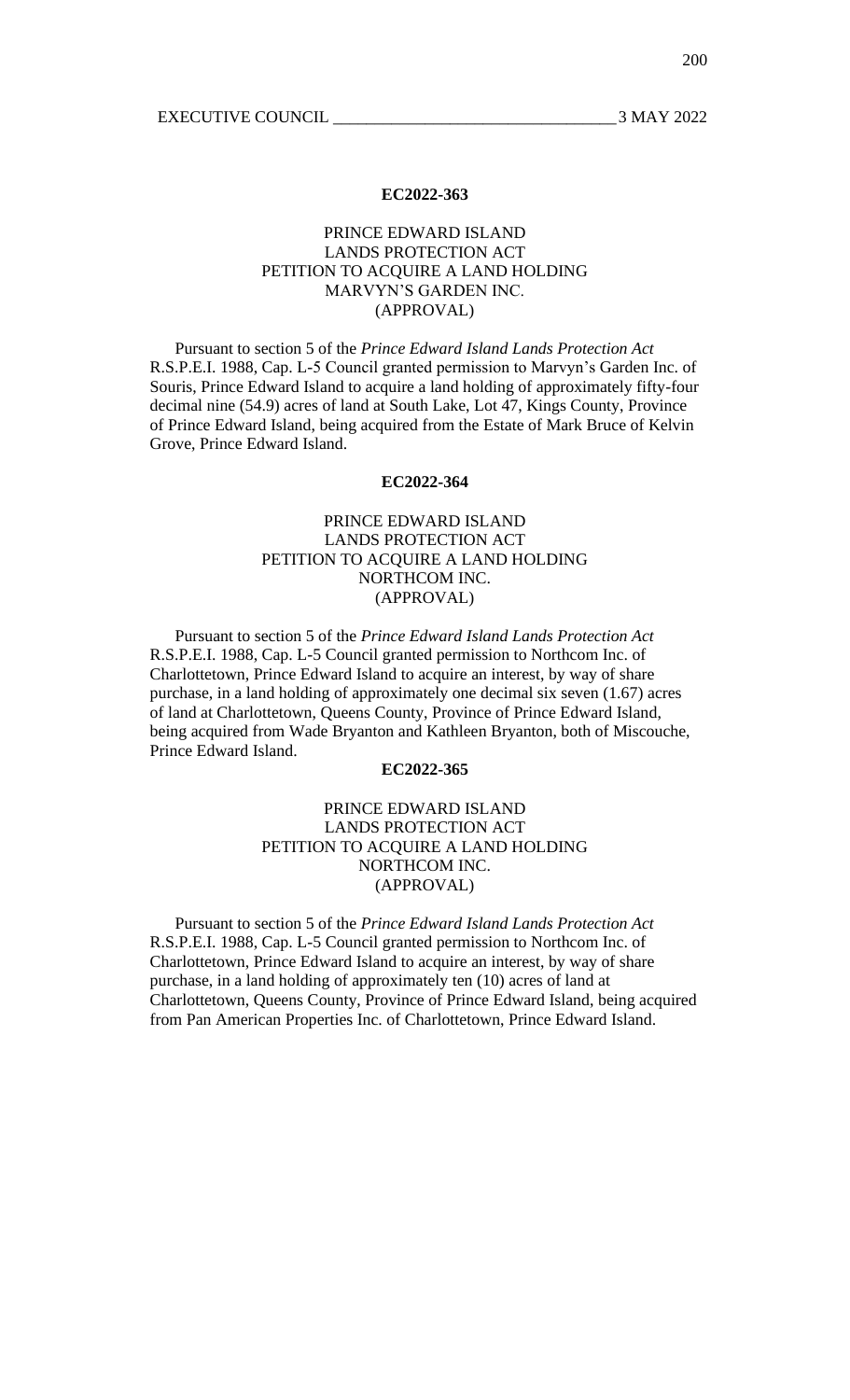## EC2022-363

PRINCE EDWARD ISLAND
LANDS PROTECTION ACT
PETITION TO ACQUIRE A LAND HOLDING
MARVYN'S GARDEN INC.
(APPROVAL)

Pursuant to section 5 of the *Prince Edward Island Lands Protection Act* R.S.P.E.I. 1988, Cap. L-5 Council granted permission to Marvyn's Garden Inc. of Souris, Prince Edward Island to acquire a land holding of approximately fifty-four decimal nine (54.9) acres of land at South Lake, Lot 47, Kings County, Province of Prince Edward Island, being acquired from the Estate of Mark Bruce of Kelvin Grove, Prince Edward Island.

## EC2022-364

PRINCE EDWARD ISLAND
LANDS PROTECTION ACT
PETITION TO ACQUIRE A LAND HOLDING
NORTHCOM INC.
(APPROVAL)

Pursuant to section 5 of the *Prince Edward Island Lands Protection Act* R.S.P.E.I. 1988, Cap. L-5 Council granted permission to Northcom Inc. of Charlottetown, Prince Edward Island to acquire an interest, by way of share purchase, in a land holding of approximately one decimal six seven (1.67) acres of land at Charlottetown, Queens County, Province of Prince Edward Island, being acquired from Wade Bryanton and Kathleen Bryanton, both of Miscouche, Prince Edward Island.

## EC2022-365

PRINCE EDWARD ISLAND
LANDS PROTECTION ACT
PETITION TO ACQUIRE A LAND HOLDING
NORTHCOM INC.
(APPROVAL)

Pursuant to section 5 of the *Prince Edward Island Lands Protection Act* R.S.P.E.I. 1988, Cap. L-5 Council granted permission to Northcom Inc. of Charlottetown, Prince Edward Island to acquire an interest, by way of share purchase, in a land holding of approximately ten (10) acres of land at Charlottetown, Queens County, Province of Prince Edward Island, being acquired from Pan American Properties Inc. of Charlottetown, Prince Edward Island.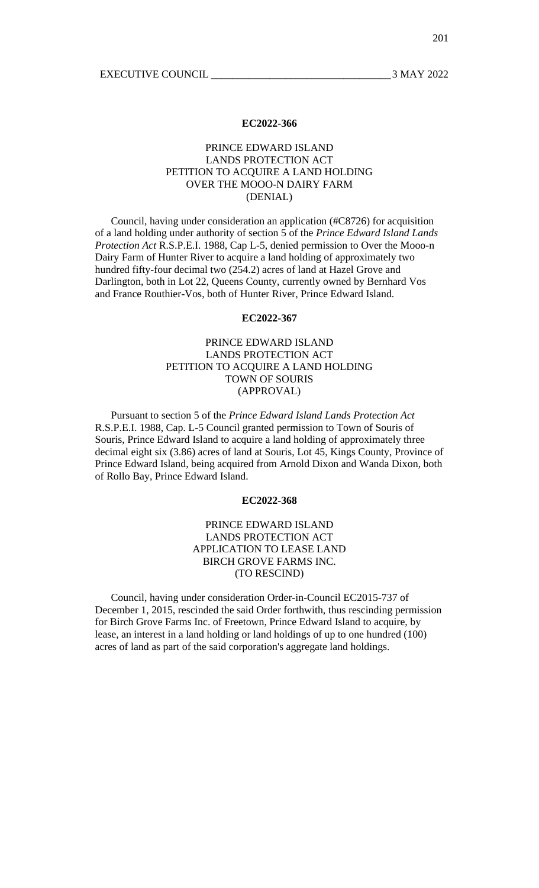**EC2022-366**

PRINCE EDWARD ISLAND
LANDS PROTECTION ACT
PETITION TO ACQUIRE A LAND HOLDING
OVER THE MOOO-N DAIRY FARM
(DENIAL)

Council, having under consideration an application (#C8726) for acquisition of a land holding under authority of section 5 of the *Prince Edward Island Lands Protection Act* R.S.P.E.I. 1988, Cap L-5, denied permission to Over the Mooo-n Dairy Farm of Hunter River to acquire a land holding of approximately two hundred fifty-four decimal two (254.2) acres of land at Hazel Grove and Darlington, both in Lot 22, Queens County, currently owned by Bernhard Vos and France Routhier-Vos, both of Hunter River, Prince Edward Island.

**EC2022-367**

PRINCE EDWARD ISLAND
LANDS PROTECTION ACT
PETITION TO ACQUIRE A LAND HOLDING
TOWN OF SOURIS
(APPROVAL)

Pursuant to section 5 of the *Prince Edward Island Lands Protection Act* R.S.P.E.I. 1988, Cap. L-5 Council granted permission to Town of Souris of Souris, Prince Edward Island to acquire a land holding of approximately three decimal eight six (3.86) acres of land at Souris, Lot 45, Kings County, Province of Prince Edward Island, being acquired from Arnold Dixon and Wanda Dixon, both of Rollo Bay, Prince Edward Island.

**EC2022-368**

PRINCE EDWARD ISLAND
LANDS PROTECTION ACT
APPLICATION TO LEASE LAND
BIRCH GROVE FARMS INC.
(TO RESCIND)

Council, having under consideration Order-in-Council EC2015-737 of December 1, 2015, rescinded the said Order forthwith, thus rescinding permission for Birch Grove Farms Inc. of Freetown, Prince Edward Island to acquire, by lease, an interest in a land holding or land holdings of up to one hundred (100) acres of land as part of the said corporation's aggregate land holdings.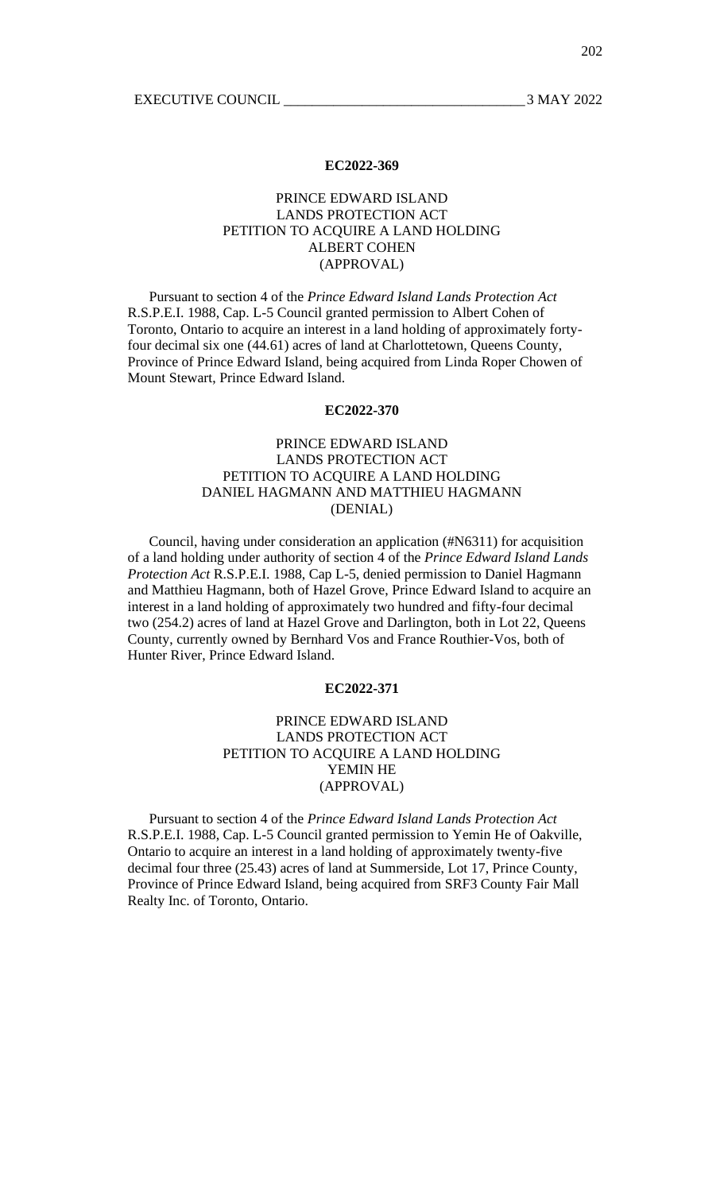**EC2022-369**

PRINCE EDWARD ISLAND
LANDS PROTECTION ACT
PETITION TO ACQUIRE A LAND HOLDING
ALBERT COHEN
(APPROVAL)

Pursuant to section 4 of the *Prince Edward Island Lands Protection Act* R.S.P.E.I. 1988, Cap. L-5 Council granted permission to Albert Cohen of Toronto, Ontario to acquire an interest in a land holding of approximately forty-four decimal six one (44.61) acres of land at Charlottetown, Queens County, Province of Prince Edward Island, being acquired from Linda Roper Chowen of Mount Stewart, Prince Edward Island.

**EC2022-370**

PRINCE EDWARD ISLAND
LANDS PROTECTION ACT
PETITION TO ACQUIRE A LAND HOLDING
DANIEL HAGMANN AND MATTHIEU HAGMANN
(DENIAL)

Council, having under consideration an application (#N6311) for acquisition of a land holding under authority of section 4 of the *Prince Edward Island Lands Protection Act* R.S.P.E.I. 1988, Cap L-5, denied permission to Daniel Hagmann and Matthieu Hagmann, both of Hazel Grove, Prince Edward Island to acquire an interest in a land holding of approximately two hundred and fifty-four decimal two (254.2) acres of land at Hazel Grove and Darlington, both in Lot 22, Queens County, currently owned by Bernhard Vos and France Routhier-Vos, both of Hunter River, Prince Edward Island.

**EC2022-371**

PRINCE EDWARD ISLAND
LANDS PROTECTION ACT
PETITION TO ACQUIRE A LAND HOLDING
YEMIN HE
(APPROVAL)

Pursuant to section 4 of the *Prince Edward Island Lands Protection Act* R.S.P.E.I. 1988, Cap. L-5 Council granted permission to Yemin He of Oakville, Ontario to acquire an interest in a land holding of approximately twenty-five decimal four three (25.43) acres of land at Summerside, Lot 17, Prince County, Province of Prince Edward Island, being acquired from SRF3 County Fair Mall Realty Inc. of Toronto, Ontario.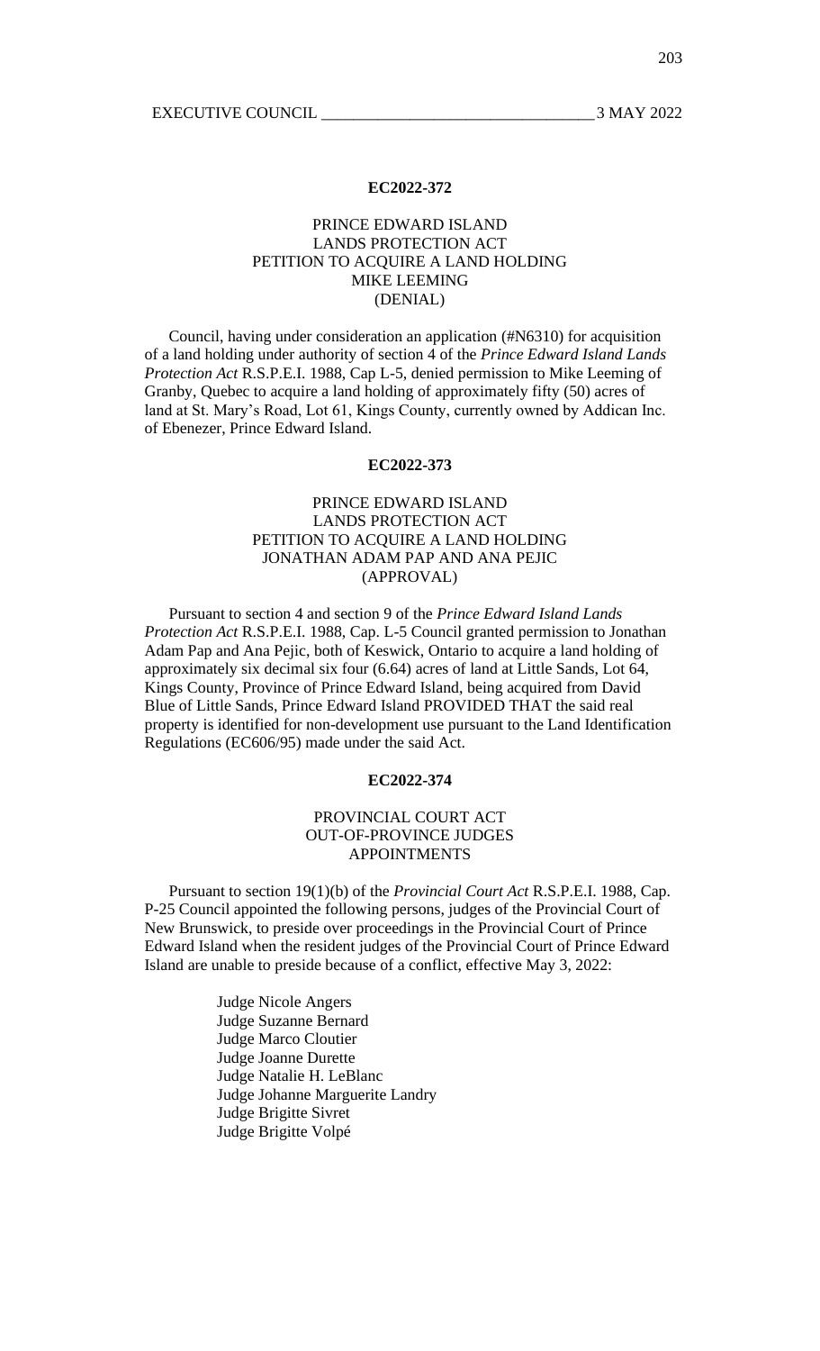**EC2022-372**

PRINCE EDWARD ISLAND
LANDS PROTECTION ACT
PETITION TO ACQUIRE A LAND HOLDING
MIKE LEEMING
(DENIAL)

Council, having under consideration an application (#N6310) for acquisition of a land holding under authority of section 4 of the *Prince Edward Island Lands Protection Act* R.S.P.E.I. 1988, Cap L-5, denied permission to Mike Leeming of Granby, Quebec to acquire a land holding of approximately fifty (50) acres of land at St. Mary's Road, Lot 61, Kings County, currently owned by Addican Inc. of Ebenezer, Prince Edward Island.

**EC2022-373**

PRINCE EDWARD ISLAND
LANDS PROTECTION ACT
PETITION TO ACQUIRE A LAND HOLDING
JONATHAN ADAM PAP AND ANA PEJIC
(APPROVAL)

Pursuant to section 4 and section 9 of the *Prince Edward Island Lands Protection Act* R.S.P.E.I. 1988, Cap. L-5 Council granted permission to Jonathan Adam Pap and Ana Pejic, both of Keswick, Ontario to acquire a land holding of approximately six decimal six four (6.64) acres of land at Little Sands, Lot 64, Kings County, Province of Prince Edward Island, being acquired from David Blue of Little Sands, Prince Edward Island PROVIDED THAT the said real property is identified for non-development use pursuant to the Land Identification Regulations (EC606/95) made under the said Act.

**EC2022-374**

PROVINCIAL COURT ACT
OUT-OF-PROVINCE JUDGES
APPOINTMENTS

Pursuant to section 19(1)(b) of the *Provincial Court Act* R.S.P.E.I. 1988, Cap. P-25 Council appointed the following persons, judges of the Provincial Court of New Brunswick, to preside over proceedings in the Provincial Court of Prince Edward Island when the resident judges of the Provincial Court of Prince Edward Island are unable to preside because of a conflict, effective May 3, 2022:

Judge Nicole Angers
Judge Suzanne Bernard
Judge Marco Cloutier
Judge Joanne Durette
Judge Natalie H. LeBlanc
Judge Johanne Marguerite Landry
Judge Brigitte Sivret
Judge Brigitte Volpé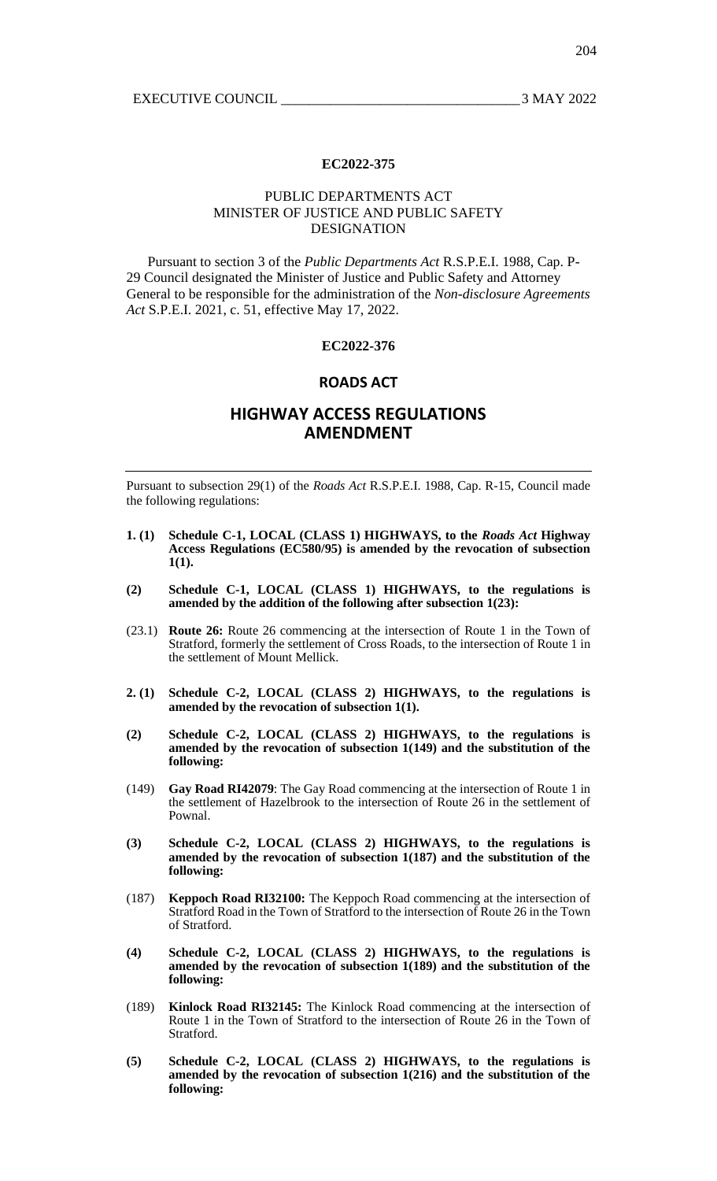**EC2022-375**

PUBLIC DEPARTMENTS ACT
MINISTER OF JUSTICE AND PUBLIC SAFETY
DESIGNATION

Pursuant to section 3 of the *Public Departments Act* R.S.P.E.I. 1988, Cap. P-29 Council designated the Minister of Justice and Public Safety and Attorney General to be responsible for the administration of the *Non-disclosure Agreements Act* S.P.E.I. 2021, c. 51, effective May 17, 2022.

**EC2022-376**

## ROADS ACT

## HIGHWAY ACCESS REGULATIONS AMENDMENT

Pursuant to subsection 29(1) of the *Roads Act* R.S.P.E.I. 1988, Cap. R-15, Council made the following regulations:

**1. (1) Schedule C-1, LOCAL (CLASS 1) HIGHWAYS, to the *Roads Act* Highway Access Regulations (EC580/95) is amended by the revocation of subsection 1(1).**

**(2) Schedule C-1, LOCAL (CLASS 1) HIGHWAYS, to the regulations is amended by the addition of the following after subsection 1(23):**

(23.1) **Route 26:** Route 26 commencing at the intersection of Route 1 in the Town of Stratford, formerly the settlement of Cross Roads, to the intersection of Route 1 in the settlement of Mount Mellick.

**2. (1) Schedule C-2, LOCAL (CLASS 2) HIGHWAYS, to the regulations is amended by the revocation of subsection 1(1).**

**(2) Schedule C-2, LOCAL (CLASS 2) HIGHWAYS, to the regulations is amended by the revocation of subsection 1(149) and the substitution of the following:**

(149) **Gay Road RI42079**: The Gay Road commencing at the intersection of Route 1 in the settlement of Hazelbrook to the intersection of Route 26 in the settlement of Pownal.

**(3) Schedule C-2, LOCAL (CLASS 2) HIGHWAYS, to the regulations is amended by the revocation of subsection 1(187) and the substitution of the following:**

(187) **Keppoch Road RI32100:** The Keppoch Road commencing at the intersection of Stratford Road in the Town of Stratford to the intersection of Route 26 in the Town of Stratford.

**(4) Schedule C-2, LOCAL (CLASS 2) HIGHWAYS, to the regulations is amended by the revocation of subsection 1(189) and the substitution of the following:**

(189) **Kinlock Road RI32145:** The Kinlock Road commencing at the intersection of Route 1 in the Town of Stratford to the intersection of Route 26 in the Town of Stratford.

**(5) Schedule C-2, LOCAL (CLASS 2) HIGHWAYS, to the regulations is amended by the revocation of subsection 1(216) and the substitution of the following:**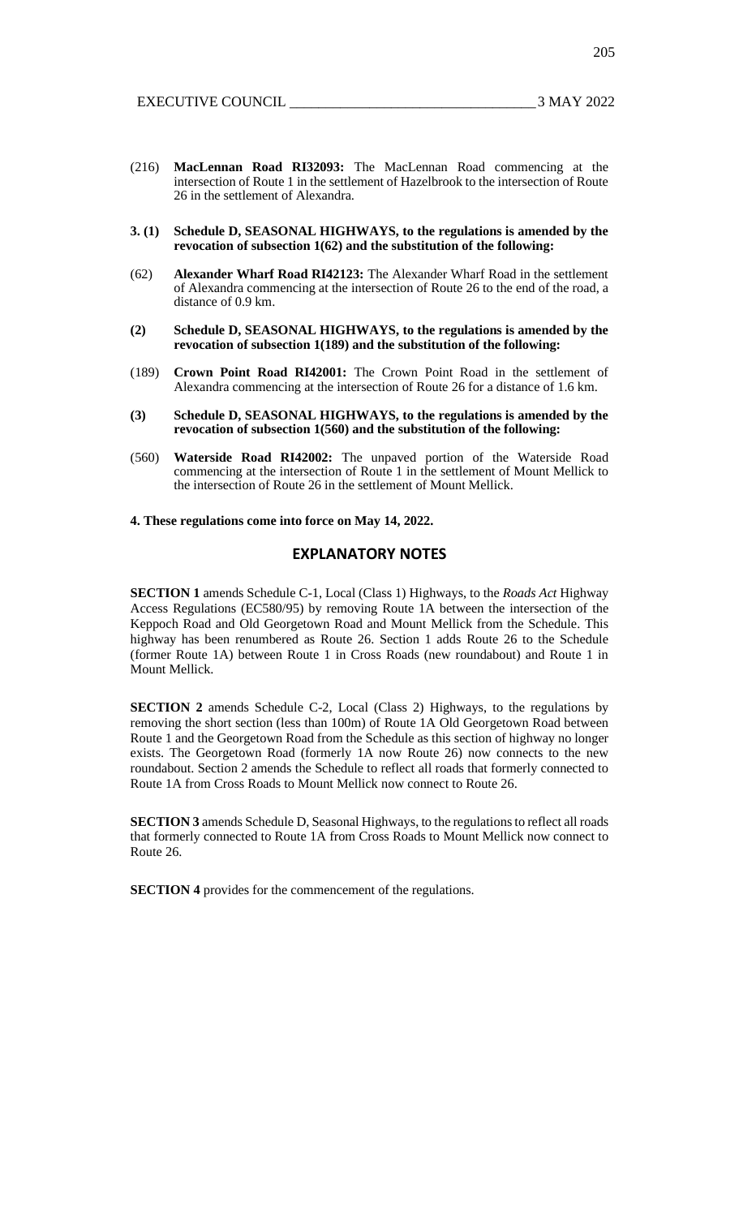(216) **MacLennan Road RI32093:** The MacLennan Road commencing at the intersection of Route 1 in the settlement of Hazelbrook to the intersection of Route 26 in the settlement of Alexandra.

**3. (1) Schedule D, SEASONAL HIGHWAYS, to the regulations is amended by the revocation of subsection 1(62) and the substitution of the following:**

(62) **Alexander Wharf Road RI42123:** The Alexander Wharf Road in the settlement of Alexandra commencing at the intersection of Route 26 to the end of the road, a distance of 0.9 km.

**(2) Schedule D, SEASONAL HIGHWAYS, to the regulations is amended by the revocation of subsection 1(189) and the substitution of the following:**

(189) **Crown Point Road RI42001:** The Crown Point Road in the settlement of Alexandra commencing at the intersection of Route 26 for a distance of 1.6 km.

**(3) Schedule D, SEASONAL HIGHWAYS, to the regulations is amended by the revocation of subsection 1(560) and the substitution of the following:**

(560) **Waterside Road RI42002:** The unpaved portion of the Waterside Road commencing at the intersection of Route 1 in the settlement of Mount Mellick to the intersection of Route 26 in the settlement of Mount Mellick.

**4. These regulations come into force on May 14, 2022.**

## EXPLANATORY NOTES

**SECTION 1** amends Schedule C-1, Local (Class 1) Highways, to the *Roads Act* Highway Access Regulations (EC580/95) by removing Route 1A between the intersection of the Keppoch Road and Old Georgetown Road and Mount Mellick from the Schedule. This highway has been renumbered as Route 26. Section 1 adds Route 26 to the Schedule (former Route 1A) between Route 1 in Cross Roads (new roundabout) and Route 1 in Mount Mellick.

**SECTION 2** amends Schedule C-2, Local (Class 2) Highways, to the regulations by removing the short section (less than 100m) of Route 1A Old Georgetown Road between Route 1 and the Georgetown Road from the Schedule as this section of highway no longer exists. The Georgetown Road (formerly 1A now Route 26) now connects to the new roundabout. Section 2 amends the Schedule to reflect all roads that formerly connected to Route 1A from Cross Roads to Mount Mellick now connect to Route 26.

**SECTION 3** amends Schedule D, Seasonal Highways, to the regulations to reflect all roads that formerly connected to Route 1A from Cross Roads to Mount Mellick now connect to Route 26.

**SECTION 4** provides for the commencement of the regulations.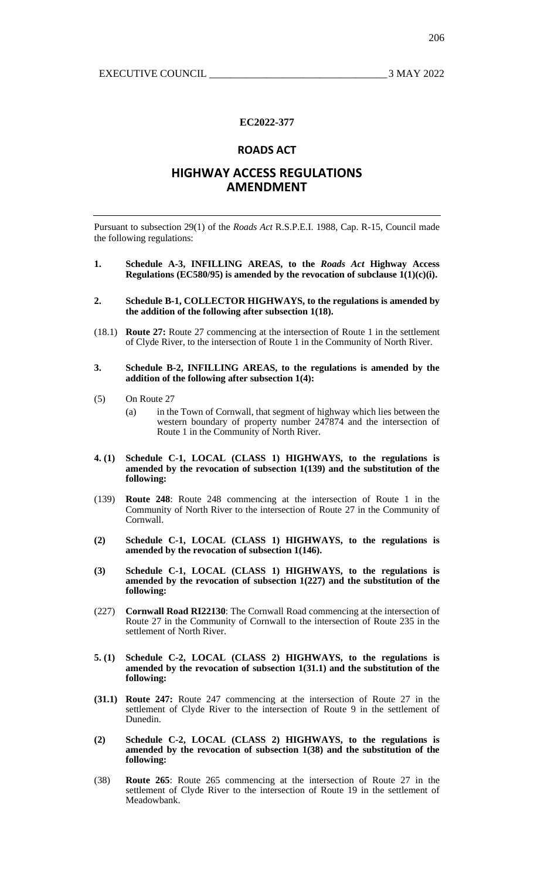**EC2022-377**

## ROADS ACT

## HIGHWAY ACCESS REGULATIONS AMENDMENT

Pursuant to subsection 29(1) of the *Roads Act* R.S.P.E.I. 1988, Cap. R-15, Council made the following regulations:

**1. Schedule A-3, INFILLING AREAS, to the *Roads Act* Highway Access Regulations (EC580/95) is amended by the revocation of subclause 1(1)(c)(i).**

**2. Schedule B-1, COLLECTOR HIGHWAYS, to the regulations is amended by the addition of the following after subsection 1(18).**

(18.1) **Route 27:** Route 27 commencing at the intersection of Route 1 in the settlement of Clyde River, to the intersection of Route 1 in the Community of North River.

**3. Schedule B-2, INFILLING AREAS, to the regulations is amended by the addition of the following after subsection 1(4):**

(5) On Route 27

(a) in the Town of Cornwall, that segment of highway which lies between the western boundary of property number 247874 and the intersection of Route 1 in the Community of North River.

**4. (1) Schedule C-1, LOCAL (CLASS 1) HIGHWAYS, to the regulations is amended by the revocation of subsection 1(139) and the substitution of the following:**

(139) **Route 248**: Route 248 commencing at the intersection of Route 1 in the Community of North River to the intersection of Route 27 in the Community of Cornwall.

**(2) Schedule C-1, LOCAL (CLASS 1) HIGHWAYS, to the regulations is amended by the revocation of subsection 1(146).**

**(3) Schedule C-1, LOCAL (CLASS 1) HIGHWAYS, to the regulations is amended by the revocation of subsection 1(227) and the substitution of the following:**

(227) **Cornwall Road RI22130**: The Cornwall Road commencing at the intersection of Route 27 in the Community of Cornwall to the intersection of Route 235 in the settlement of North River.

**5. (1) Schedule C-2, LOCAL (CLASS 2) HIGHWAYS, to the regulations is amended by the revocation of subsection 1(31.1) and the substitution of the following:**

**(31.1) Route 247:** Route 247 commencing at the intersection of Route 27 in the settlement of Clyde River to the intersection of Route 9 in the settlement of Dunedin.

**(2) Schedule C-2, LOCAL (CLASS 2) HIGHWAYS, to the regulations is amended by the revocation of subsection 1(38) and the substitution of the following:**

(38) **Route 265**: Route 265 commencing at the intersection of Route 27 in the settlement of Clyde River to the intersection of Route 19 in the settlement of Meadowbank.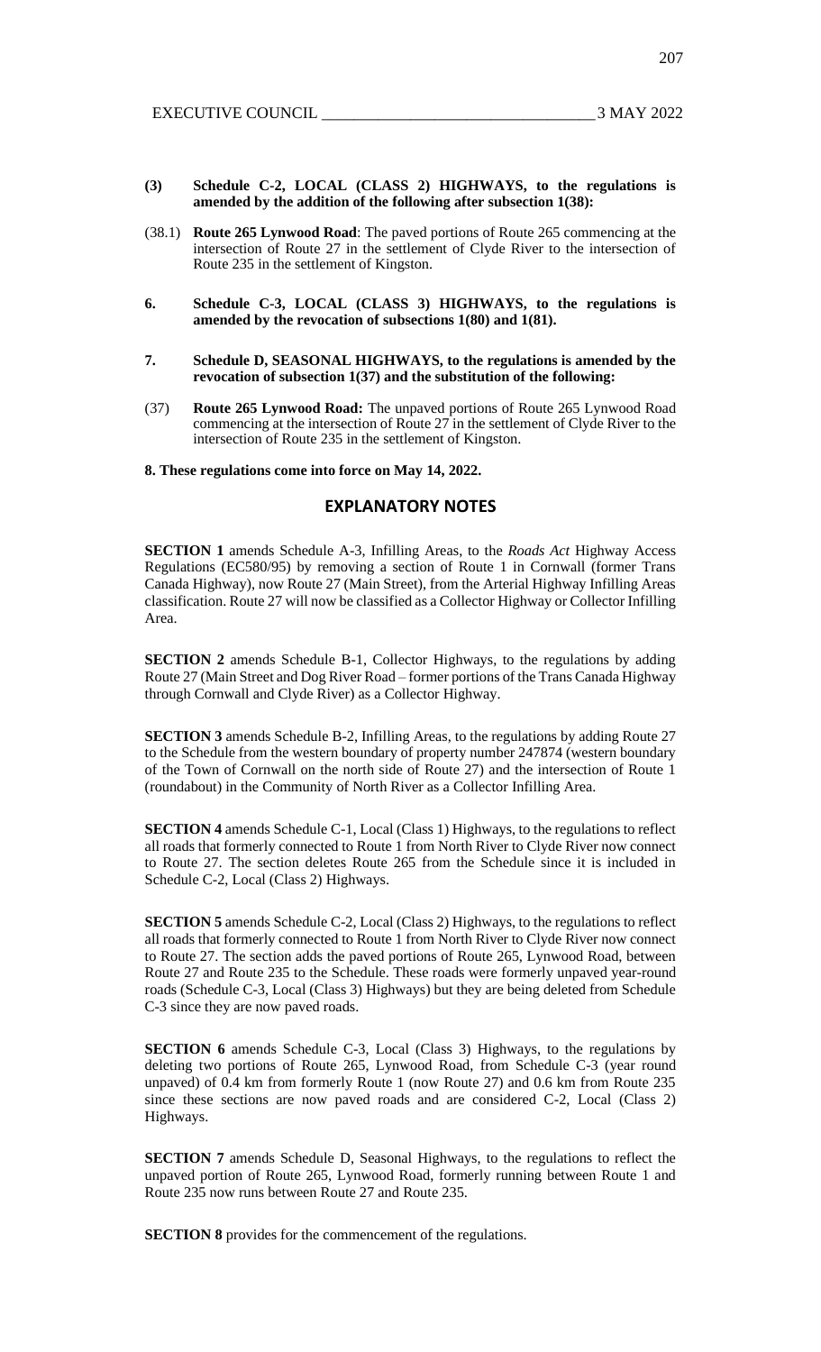**(3) Schedule C-2, LOCAL (CLASS 2) HIGHWAYS, to the regulations is amended by the addition of the following after subsection 1(38):**

(38.1) **Route 265 Lynwood Road**: The paved portions of Route 265 commencing at the intersection of Route 27 in the settlement of Clyde River to the intersection of Route 235 in the settlement of Kingston.

**6. Schedule C-3, LOCAL (CLASS 3) HIGHWAYS, to the regulations is amended by the revocation of subsections 1(80) and 1(81).**

**7. Schedule D, SEASONAL HIGHWAYS, to the regulations is amended by the revocation of subsection 1(37) and the substitution of the following:**

(37) **Route 265 Lynwood Road:** The unpaved portions of Route 265 Lynwood Road commencing at the intersection of Route 27 in the settlement of Clyde River to the intersection of Route 235 in the settlement of Kingston.

**8. These regulations come into force on May 14, 2022.**

## EXPLANATORY NOTES

**SECTION 1** amends Schedule A-3, Infilling Areas, to the *Roads Act* Highway Access Regulations (EC580/95) by removing a section of Route 1 in Cornwall (former Trans Canada Highway), now Route 27 (Main Street), from the Arterial Highway Infilling Areas classification. Route 27 will now be classified as a Collector Highway or Collector Infilling Area.

**SECTION 2** amends Schedule B-1, Collector Highways, to the regulations by adding Route 27 (Main Street and Dog River Road – former portions of the Trans Canada Highway through Cornwall and Clyde River) as a Collector Highway.

**SECTION 3** amends Schedule B-2, Infilling Areas, to the regulations by adding Route 27 to the Schedule from the western boundary of property number 247874 (western boundary of the Town of Cornwall on the north side of Route 27) and the intersection of Route 1 (roundabout) in the Community of North River as a Collector Infilling Area.

**SECTION 4** amends Schedule C-1, Local (Class 1) Highways, to the regulations to reflect all roads that formerly connected to Route 1 from North River to Clyde River now connect to Route 27. The section deletes Route 265 from the Schedule since it is included in Schedule C-2, Local (Class 2) Highways.

**SECTION 5** amends Schedule C-2, Local (Class 2) Highways, to the regulations to reflect all roads that formerly connected to Route 1 from North River to Clyde River now connect to Route 27. The section adds the paved portions of Route 265, Lynwood Road, between Route 27 and Route 235 to the Schedule. These roads were formerly unpaved year-round roads (Schedule C-3, Local (Class 3) Highways) but they are being deleted from Schedule C-3 since they are now paved roads.

**SECTION 6** amends Schedule C-3, Local (Class 3) Highways, to the regulations by deleting two portions of Route 265, Lynwood Road, from Schedule C-3 (year round unpaved) of 0.4 km from formerly Route 1 (now Route 27) and 0.6 km from Route 235 since these sections are now paved roads and are considered C-2, Local (Class 2) Highways.

**SECTION 7** amends Schedule D, Seasonal Highways, to the regulations to reflect the unpaved portion of Route 265, Lynwood Road, formerly running between Route 1 and Route 235 now runs between Route 27 and Route 235.

**SECTION 8** provides for the commencement of the regulations.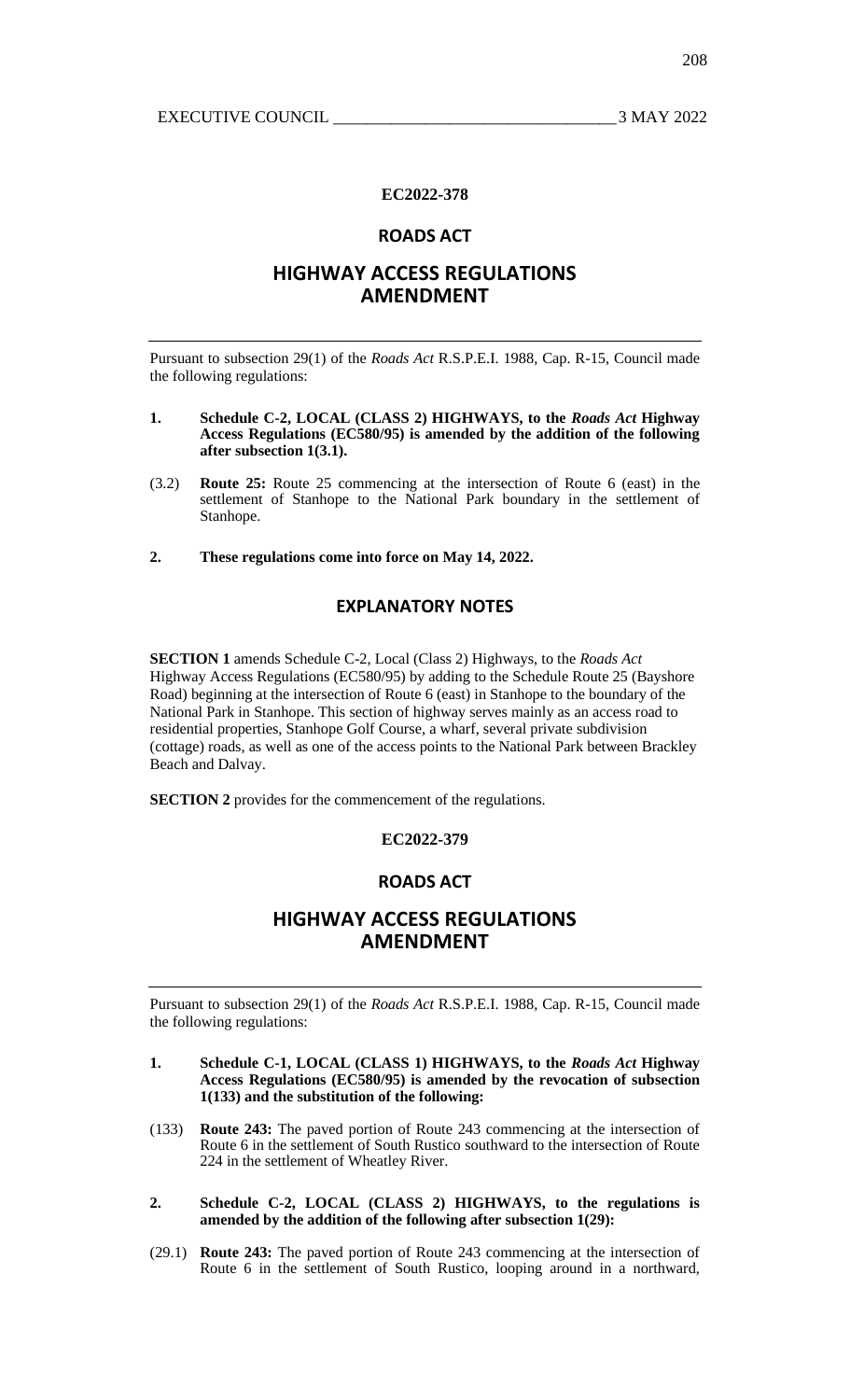**EC2022-378**

## ROADS ACT

## HIGHWAY ACCESS REGULATIONS AMENDMENT

Pursuant to subsection 29(1) of the *Roads Act* R.S.P.E.I. 1988, Cap. R-15, Council made the following regulations:

**1. Schedule C-2, LOCAL (CLASS 2) HIGHWAYS, to the *Roads Act* Highway Access Regulations (EC580/95) is amended by the addition of the following after subsection 1(3.1).**

(3.2) **Route 25:** Route 25 commencing at the intersection of Route 6 (east) in the settlement of Stanhope to the National Park boundary in the settlement of Stanhope.

**2. These regulations come into force on May 14, 2022.**

### EXPLANATORY NOTES

**SECTION 1** amends Schedule C-2, Local (Class 2) Highways, to the *Roads Act* Highway Access Regulations (EC580/95) by adding to the Schedule Route 25 (Bayshore Road) beginning at the intersection of Route 6 (east) in Stanhope to the boundary of the National Park in Stanhope. This section of highway serves mainly as an access road to residential properties, Stanhope Golf Course, a wharf, several private subdivision (cottage) roads, as well as one of the access points to the National Park between Brackley Beach and Dalvay.

**SECTION 2** provides for the commencement of the regulations.

**EC2022-379**

## ROADS ACT

## HIGHWAY ACCESS REGULATIONS AMENDMENT

Pursuant to subsection 29(1) of the *Roads Act* R.S.P.E.I. 1988, Cap. R-15, Council made the following regulations:

**1. Schedule C-1, LOCAL (CLASS 1) HIGHWAYS, to the *Roads Act* Highway Access Regulations (EC580/95) is amended by the revocation of subsection 1(133) and the substitution of the following:**

(133) **Route 243:** The paved portion of Route 243 commencing at the intersection of Route 6 in the settlement of South Rustico southward to the intersection of Route 224 in the settlement of Wheatley River.

**2. Schedule C-2, LOCAL (CLASS 2) HIGHWAYS, to the regulations is amended by the addition of the following after subsection 1(29):**

(29.1) **Route 243:** The paved portion of Route 243 commencing at the intersection of Route 6 in the settlement of South Rustico, looping around in a northward,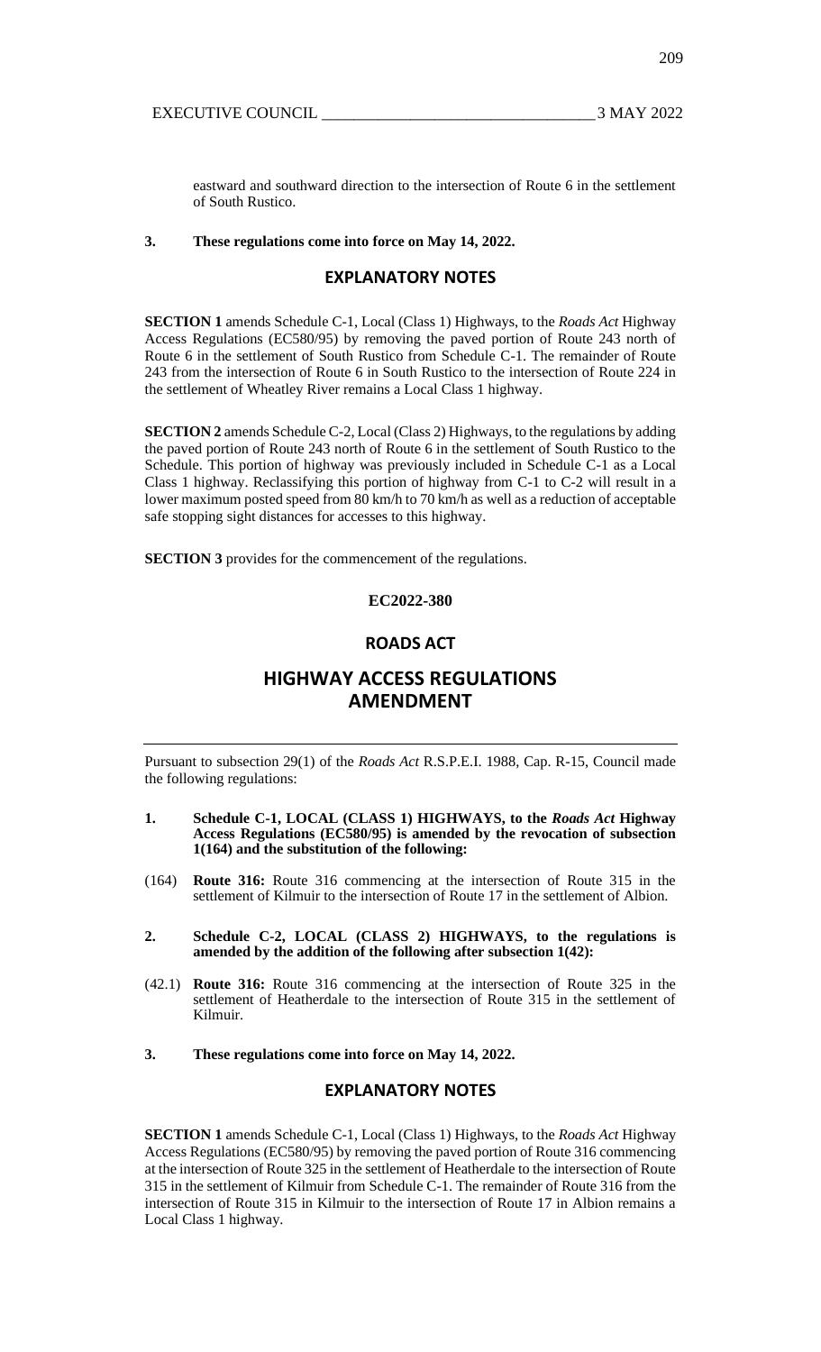eastward and southward direction to the intersection of Route 6 in the settlement of South Rustico.

**3. These regulations come into force on May 14, 2022.**

## EXPLANATORY NOTES

**SECTION 1** amends Schedule C-1, Local (Class 1) Highways, to the *Roads Act* Highway Access Regulations (EC580/95) by removing the paved portion of Route 243 north of Route 6 in the settlement of South Rustico from Schedule C-1. The remainder of Route 243 from the intersection of Route 6 in South Rustico to the intersection of Route 224 in the settlement of Wheatley River remains a Local Class 1 highway.

**SECTION 2** amends Schedule C-2, Local (Class 2) Highways, to the regulations by adding the paved portion of Route 243 north of Route 6 in the settlement of South Rustico to the Schedule. This portion of highway was previously included in Schedule C-1 as a Local Class 1 highway. Reclassifying this portion of highway from C-1 to C-2 will result in a lower maximum posted speed from 80 km/h to 70 km/h as well as a reduction of acceptable safe stopping sight distances for accesses to this highway.

**SECTION 3** provides for the commencement of the regulations.

**EC2022-380**

## ROADS ACT

# HIGHWAY ACCESS REGULATIONS AMENDMENT

Pursuant to subsection 29(1) of the *Roads Act* R.S.P.E.I. 1988, Cap. R-15, Council made the following regulations:

**1. Schedule C-1, LOCAL (CLASS 1) HIGHWAYS, to the *Roads Act* Highway Access Regulations (EC580/95) is amended by the revocation of subsection 1(164) and the substitution of the following:**

(164) **Route 316:** Route 316 commencing at the intersection of Route 315 in the settlement of Kilmuir to the intersection of Route 17 in the settlement of Albion.

**2. Schedule C-2, LOCAL (CLASS 2) HIGHWAYS, to the regulations is amended by the addition of the following after subsection 1(42):**

(42.1) **Route 316:** Route 316 commencing at the intersection of Route 325 in the settlement of Heatherdale to the intersection of Route 315 in the settlement of Kilmuir.

**3. These regulations come into force on May 14, 2022.**

## EXPLANATORY NOTES

**SECTION 1** amends Schedule C-1, Local (Class 1) Highways, to the *Roads Act* Highway Access Regulations (EC580/95) by removing the paved portion of Route 316 commencing at the intersection of Route 325 in the settlement of Heatherdale to the intersection of Route 315 in the settlement of Kilmuir from Schedule C-1. The remainder of Route 316 from the intersection of Route 315 in Kilmuir to the intersection of Route 17 in Albion remains a Local Class 1 highway.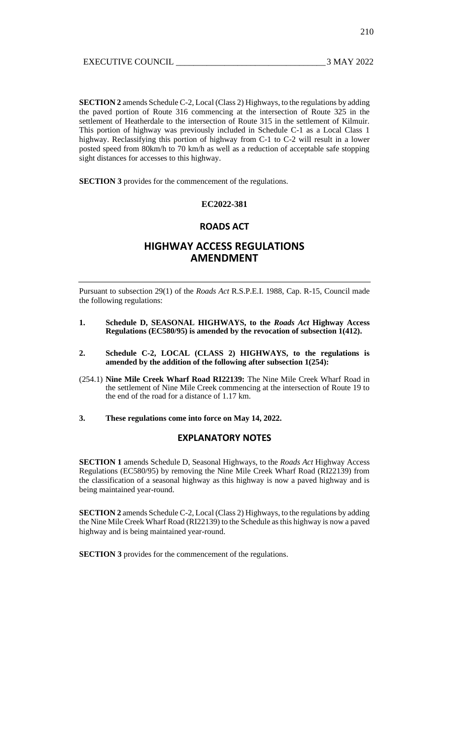**SECTION 2** amends Schedule C-2, Local (Class 2) Highways, to the regulations by adding the paved portion of Route 316 commencing at the intersection of Route 325 in the settlement of Heatherdale to the intersection of Route 315 in the settlement of Kilmuir. This portion of highway was previously included in Schedule C-1 as a Local Class 1 highway. Reclassifying this portion of highway from C-1 to C-2 will result in a lower posted speed from 80km/h to 70 km/h as well as a reduction of acceptable safe stopping sight distances for accesses to this highway.

**SECTION 3** provides for the commencement of the regulations.

**EC2022-381**

## ROADS ACT

# HIGHWAY ACCESS REGULATIONS AMENDMENT

Pursuant to subsection 29(1) of the *Roads Act* R.S.P.E.I. 1988, Cap. R-15, Council made the following regulations:

**1. Schedule D, SEASONAL HIGHWAYS, to the *Roads Act* Highway Access Regulations (EC580/95) is amended by the revocation of subsection 1(412).**

**2. Schedule C-2, LOCAL (CLASS 2) HIGHWAYS, to the regulations is amended by the addition of the following after subsection 1(254):**

(254.1) **Nine Mile Creek Wharf Road RI22139:** The Nine Mile Creek Wharf Road in the settlement of Nine Mile Creek commencing at the intersection of Route 19 to the end of the road for a distance of 1.17 km.

**3. These regulations come into force on May 14, 2022.**

## EXPLANATORY NOTES

**SECTION 1** amends Schedule D, Seasonal Highways, to the *Roads Act* Highway Access Regulations (EC580/95) by removing the Nine Mile Creek Wharf Road (RI22139) from the classification of a seasonal highway as this highway is now a paved highway and is being maintained year-round.

**SECTION 2** amends Schedule C-2, Local (Class 2) Highways, to the regulations by adding the Nine Mile Creek Wharf Road (RI22139) to the Schedule as this highway is now a paved highway and is being maintained year-round.

**SECTION 3** provides for the commencement of the regulations.